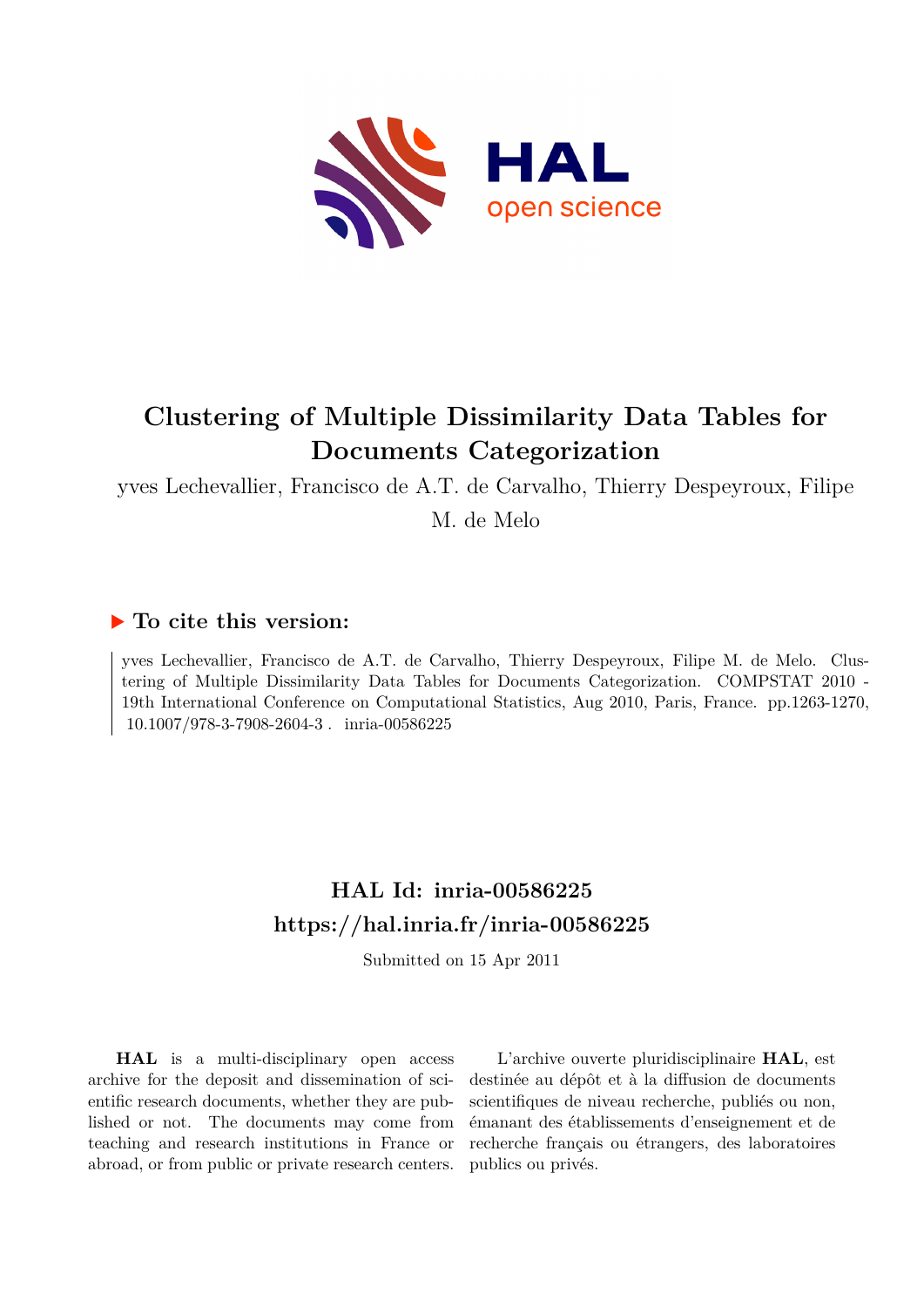# Clustering of Multiple Dissimilarity Data Tables for Documents Categorization

yves Lechevallier, Francisco de A.T. de Carvalho, Thierry Despeyroux, Filipe M. de Melo

## ▶ To cite this version:

yves Lechevallier, Francisco de A.T. de Carvalho, Thierry Despeyroux, Filipe M. de Melo. Clustering of Multiple Dissimilarity Data Tables for Documents Categorization. COMPSTAT 2010 - 19th International Conference on Computational Statistics, Aug 2010, Paris, France. pp.1263-1270, 10.1007/978-3-7908-2604-3 . inria-00586225

## HAL Id: inria-00586225

## https://hal.inria.fr/inria-00586225

Submitted on 15 Apr 2011

**HAL** is a multi-disciplinary open access archive for the deposit and dissemination of scientific research documents, whether they are published or not. The documents may come from teaching and research institutions in France or abroad, or from public or private research centers.

L'archive ouverte pluridisciplinaire **HAL**, est destinée au dépôt et à la diffusion de documents scientifiques de niveau recherche, publiés ou non, émanant des établissements d'enseignement et de recherche français ou étrangers, des laboratoires publics ou privés.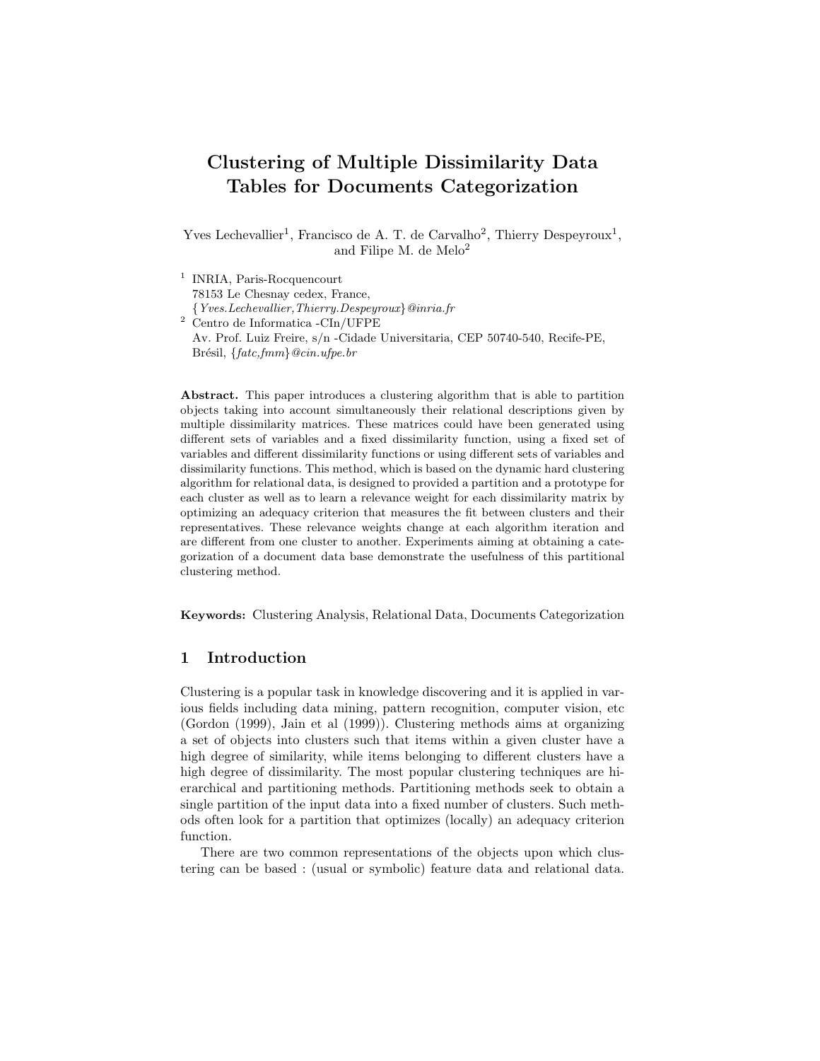# Clustering of Multiple Dissimilarity Data Tables for Documents Categorization

Yves Lechevallier[1], Francisco de A. T. de Carvalho[2], Thierry Despeyroux[1], and Filipe M. de Melo[2]

[1] INRIA, Paris-Rocquencourt
78153 Le Chesnay cedex, France,
{*Yves.Lechevallier,Thierry.Despeyroux*}*@inria.fr*

[2] Centro de Informatica -CIn/UFPE
Av. Prof. Luiz Freire, s/n -Cidade Universitaria, CEP 50740-540, Recife-PE, Brésil, {*fatc,fmm*}*@cin.ufpe.br*

**Abstract.** This paper introduces a clustering algorithm that is able to partition objects taking into account simultaneously their relational descriptions given by multiple dissimilarity matrices. These matrices could have been generated using different sets of variables and a fixed dissimilarity function, using a fixed set of variables and different dissimilarity functions or using different sets of variables and dissimilarity functions. This method, which is based on the dynamic hard clustering algorithm for relational data, is designed to provided a partition and a prototype for each cluster as well as to learn a relevance weight for each dissimilarity matrix by optimizing an adequacy criterion that measures the fit between clusters and their representatives. These relevance weights change at each algorithm iteration and are different from one cluster to another. Experiments aiming at obtaining a categorization of a document data base demonstrate the usefulness of this partitional clustering method.

**Keywords:** Clustering Analysis, Relational Data, Documents Categorization

## 1 Introduction

Clustering is a popular task in knowledge discovering and it is applied in various fields including data mining, pattern recognition, computer vision, etc (Gordon (1999), Jain et al (1999)). Clustering methods aims at organizing a set of objects into clusters such that items within a given cluster have a high degree of similarity, while items belonging to different clusters have a high degree of dissimilarity. The most popular clustering techniques are hierarchical and partitioning methods. Partitioning methods seek to obtain a single partition of the input data into a fixed number of clusters. Such methods often look for a partition that optimizes (locally) an adequacy criterion function.

There are two common representations of the objects upon which clustering can be based : (usual or symbolic) feature data and relational data.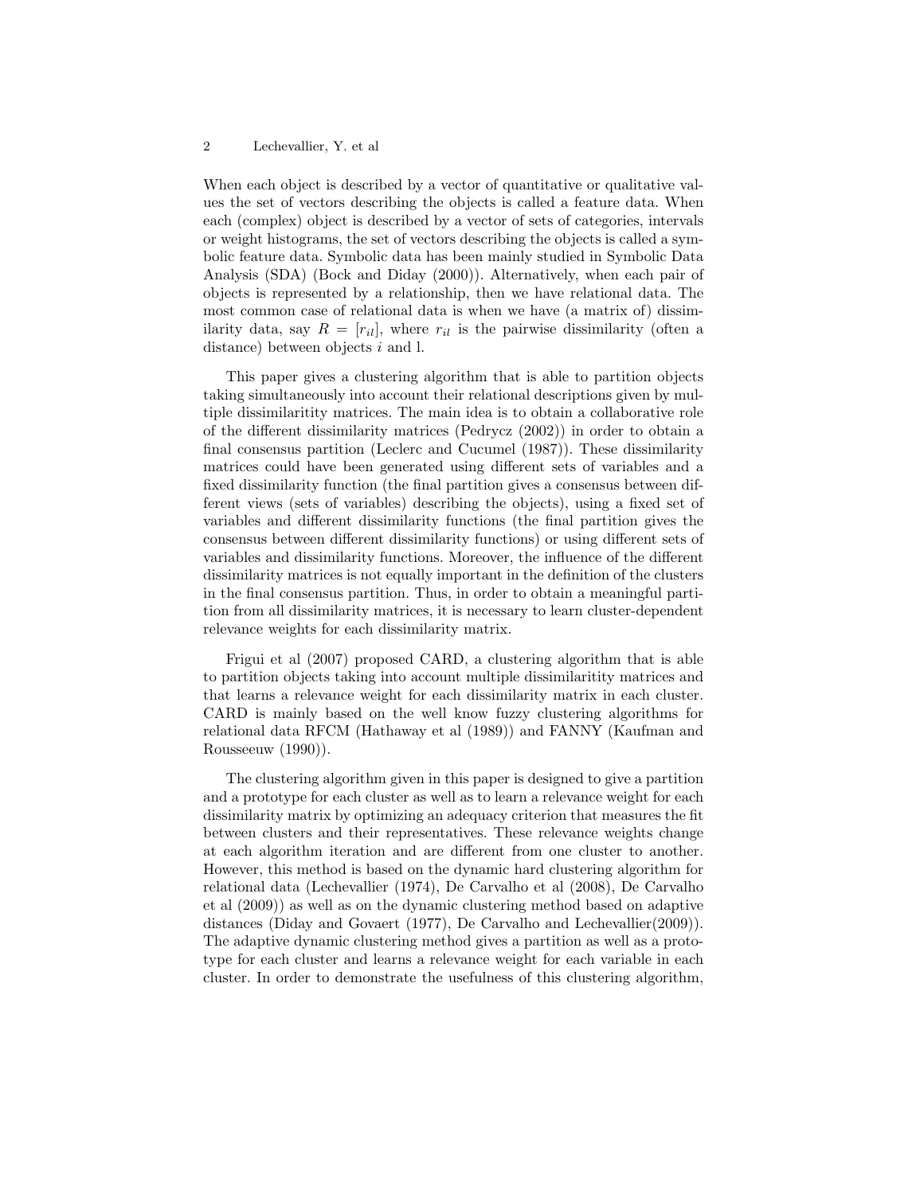When each object is described by a vector of quantitative or qualitative values the set of vectors describing the objects is called a feature data. When each (complex) object is described by a vector of sets of categories, intervals or weight histograms, the set of vectors describing the objects is called a symbolic feature data. Symbolic data has been mainly studied in Symbolic Data Analysis (SDA) (Bock and Diday (2000)). Alternatively, when each pair of objects is represented by a relationship, then we have relational data. The most common case of relational data is when we have (a matrix of) dissimilarity data, say $R = [r_{il}]$, where $r_{il}$ is the pairwise dissimilarity (often a distance) between objects $i$ and l.

This paper gives a clustering algorithm that is able to partition objects taking simultaneously into account their relational descriptions given by multiple dissimilaritity matrices. The main idea is to obtain a collaborative role of the different dissimilarity matrices (Pedrycz (2002)) in order to obtain a final consensus partition (Leclerc and Cucumel (1987)). These dissimilarity matrices could have been generated using different sets of variables and a fixed dissimilarity function (the final partition gives a consensus between different views (sets of variables) describing the objects), using a fixed set of variables and different dissimilarity functions (the final partition gives the consensus between different dissimilarity functions) or using different sets of variables and dissimilarity functions. Moreover, the influence of the different dissimilarity matrices is not equally important in the definition of the clusters in the final consensus partition. Thus, in order to obtain a meaningful partition from all dissimilarity matrices, it is necessary to learn cluster-dependent relevance weights for each dissimilarity matrix.

Frigui et al (2007) proposed CARD, a clustering algorithm that is able to partition objects taking into account multiple dissimilaritity matrices and that learns a relevance weight for each dissimilarity matrix in each cluster. CARD is mainly based on the well know fuzzy clustering algorithms for relational data RFCM (Hathaway et al (1989)) and FANNY (Kaufman and Rousseeuw (1990)).

The clustering algorithm given in this paper is designed to give a partition and a prototype for each cluster as well as to learn a relevance weight for each dissimilarity matrix by optimizing an adequacy criterion that measures the fit between clusters and their representatives. These relevance weights change at each algorithm iteration and are different from one cluster to another. However, this method is based on the dynamic hard clustering algorithm for relational data (Lechevallier (1974), De Carvalho et al (2008), De Carvalho et al (2009)) as well as on the dynamic clustering method based on adaptive distances (Diday and Govaert (1977), De Carvalho and Lechevallier(2009)). The adaptive dynamic clustering method gives a partition as well as a prototype for each cluster and learns a relevance weight for each variable in each cluster. In order to demonstrate the usefulness of this clustering algorithm,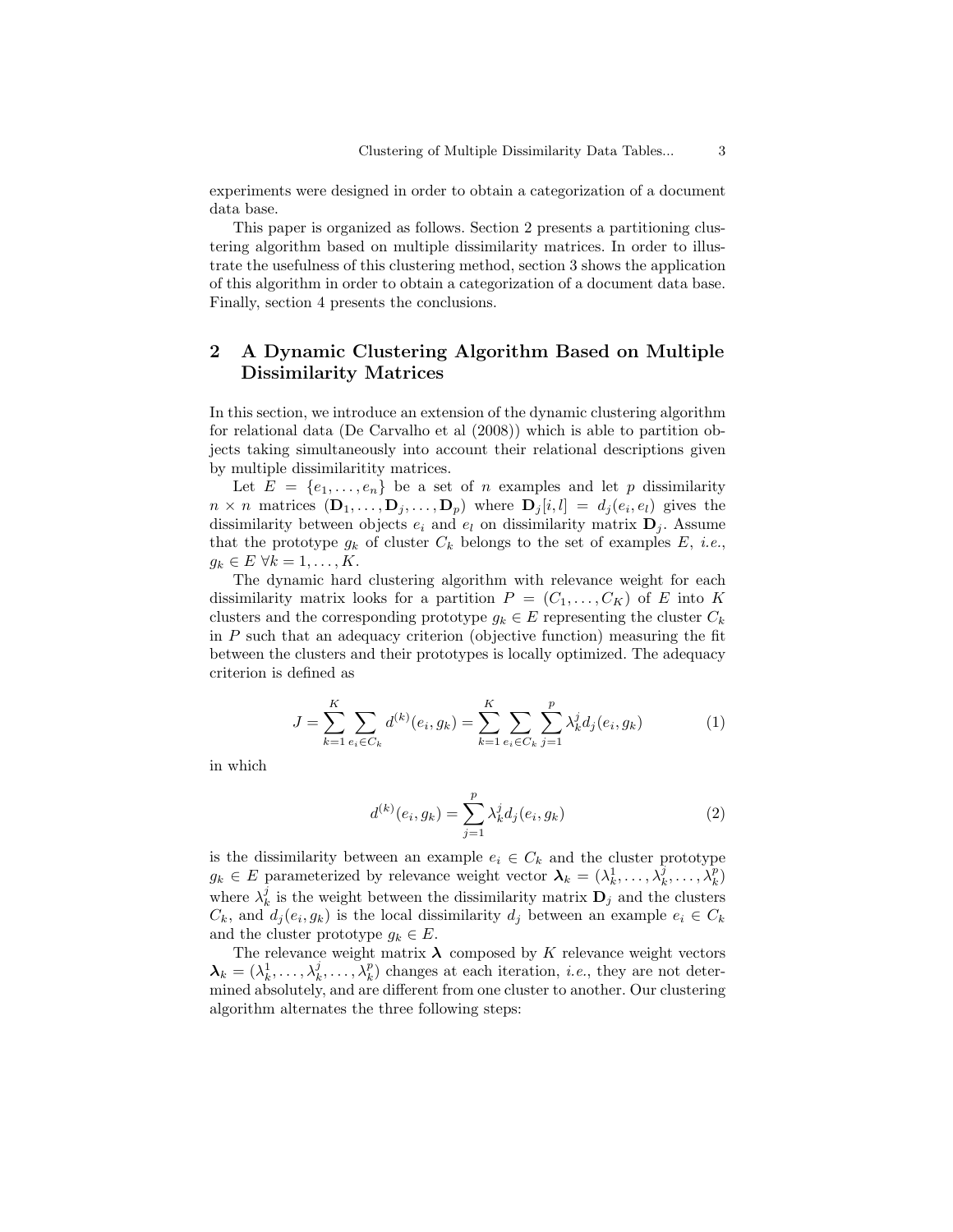experiments were designed in order to obtain a categorization of a document data base.

This paper is organized as follows. Section 2 presents a partitioning clustering algorithm based on multiple dissimilarity matrices. In order to illustrate the usefulness of this clustering method, section 3 shows the application of this algorithm in order to obtain a categorization of a document data base. Finally, section 4 presents the conclusions.

## 2 A Dynamic Clustering Algorithm Based on Multiple Dissimilarity Matrices

In this section, we introduce an extension of the dynamic clustering algorithm for relational data (De Carvalho et al (2008)) which is able to partition objects taking simultaneously into account their relational descriptions given by multiple dissimilaritity matrices.

Let $E = \{e_1, \ldots, e_n\}$ be a set of $n$ examples and let $p$ dissimilarity $n \times n$ matrices $(\mathbf{D}_1, \ldots, \mathbf{D}_j, \ldots, \mathbf{D}_p)$ where $\mathbf{D}_j[i, l] = d_j(e_i, e_l)$ gives the dissimilarity between objects $e_i$ and $e_l$ on dissimilarity matrix $\mathbf{D}_j$. Assume that the prototype $g_k$ of cluster $C_k$ belongs to the set of examples $E$, *i.e.*, $g_k \in E \; \forall k = 1, \ldots, K$.

The dynamic hard clustering algorithm with relevance weight for each dissimilarity matrix looks for a partition $P = (C_1, \ldots, C_K)$ of $E$ into $K$ clusters and the corresponding prototype $g_k \in E$ representing the cluster $C_k$ in $P$ such that an adequacy criterion (objective function) measuring the fit between the clusters and their prototypes is locally optimized. The adequacy criterion is defined as

$$J = \sum_{k=1}^{K} \sum_{e_i \in C_k} d^{(k)}(e_i, g_k) = \sum_{k=1}^{K} \sum_{e_i \in C_k} \sum_{j=1}^{p} \lambda_k^j d_j(e_i, g_k) \tag{1}$$

in which

$$d^{(k)}(e_i, g_k) = \sum_{j=1}^{p} \lambda_k^j d_j(e_i, g_k) \tag{2}$$

is the dissimilarity between an example $e_i \in C_k$ and the cluster prototype $g_k \in E$ parameterized by relevance weight vector $\boldsymbol{\lambda}_k = (\lambda_k^1, \ldots, \lambda_k^j, \ldots, \lambda_k^p)$ where $\lambda_k^j$ is the weight between the dissimilarity matrix $\mathbf{D}_j$ and the clusters $C_k$, and $d_j(e_i, g_k)$ is the local dissimilarity $d_j$ between an example $e_i \in C_k$ and the cluster prototype $g_k \in E$.

The relevance weight matrix $\boldsymbol{\lambda}$ composed by $K$ relevance weight vectors $\boldsymbol{\lambda}_k = (\lambda_k^1, \ldots, \lambda_k^j, \ldots, \lambda_k^p)$ changes at each iteration, *i.e.*, they are not determined absolutely, and are different from one cluster to another. Our clustering algorithm alternates the three following steps: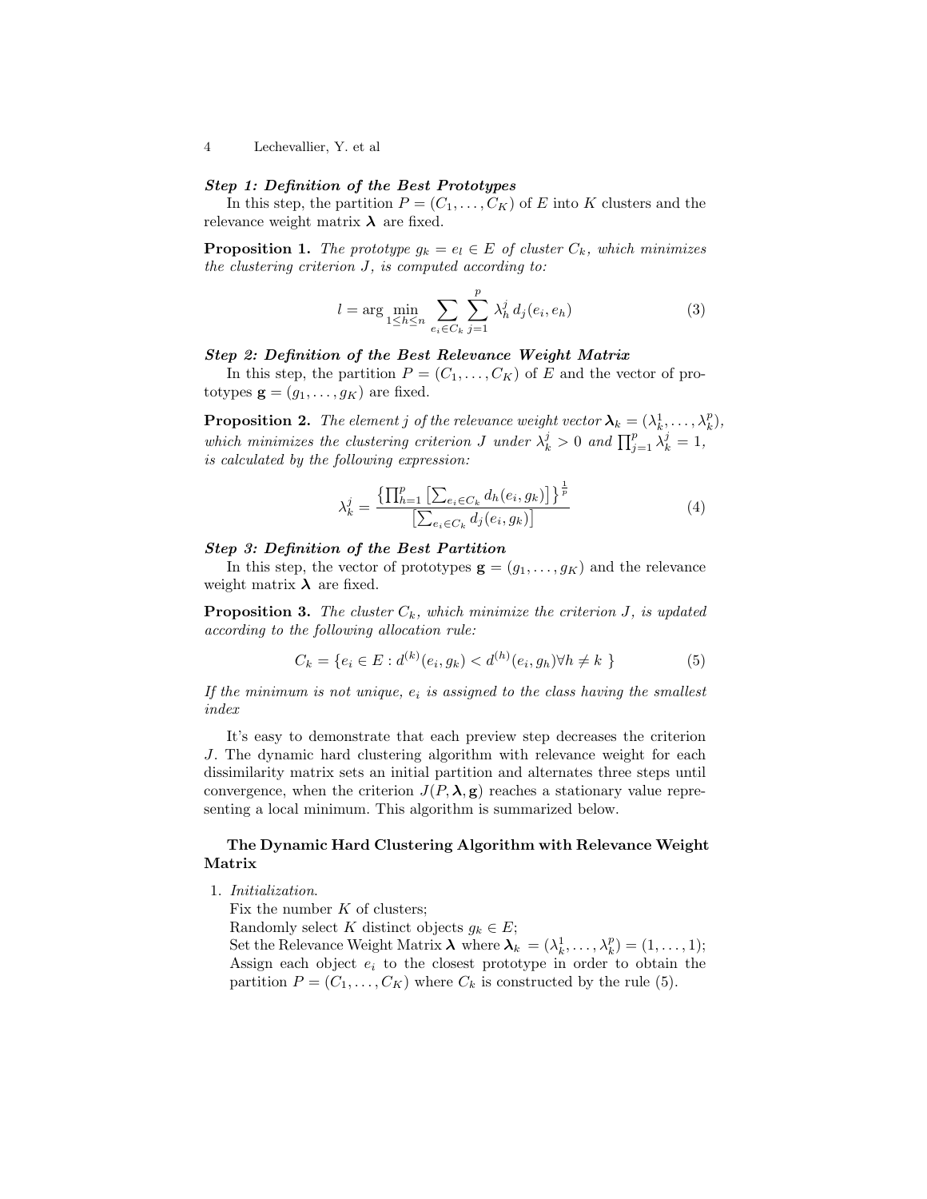***Step 1: Definition of the Best Prototypes***

In this step, the partition $P = (C_1, \ldots, C_K)$ of $E$ into $K$ clusters and the relevance weight matrix $\boldsymbol{\lambda}$ are fixed.

**Proposition 1.** *The prototype $g_k = e_l \in E$ of cluster $C_k$, which minimizes the clustering criterion $J$, is computed according to:*

$$l = \arg \min_{1 \leq h \leq n} \sum_{e_i \in C_k} \sum_{j=1}^{p} \lambda_h^j \, d_j(e_i, e_h) \tag{3}$$

***Step 2: Definition of the Best Relevance Weight Matrix***

In this step, the partition $P = (C_1, \ldots, C_K)$ of $E$ and the vector of prototypes $\mathbf{g} = (g_1, \ldots, g_K)$ are fixed.

**Proposition 2.** *The element $j$ of the relevance weight vector $\boldsymbol{\lambda}_k = (\lambda_k^1, \ldots, \lambda_k^p)$, which minimizes the clustering criterion $J$ under $\lambda_k^j > 0$ and $\prod_{j=1}^{p} \lambda_k^j = 1$, is calculated by the following expression:*

$$\lambda_k^j = \frac{\left\{ \prod_{h=1}^{p} \left[ \sum_{e_i \in C_k} d_h(e_i, g_k) \right] \right\}^{\frac{1}{p}}}{\left[ \sum_{e_i \in C_k} d_j(e_i, g_k) \right]} \tag{4}$$

***Step 3: Definition of the Best Partition***

In this step, the vector of prototypes $\mathbf{g} = (g_1, \ldots, g_K)$ and the relevance weight matrix $\boldsymbol{\lambda}$ are fixed.

**Proposition 3.** *The cluster $C_k$, which minimize the criterion $J$, is updated according to the following allocation rule:*

$$C_k = \{ e_i \in E : d^{(k)}(e_i, g_k) < d^{(h)}(e_i, g_h) \forall h \neq k \ \} \tag{5}$$

*If the minimum is not unique, $e_i$ is assigned to the class having the smallest index*

It's easy to demonstrate that each preview step decreases the criterion $J$. The dynamic hard clustering algorithm with relevance weight for each dissimilarity matrix sets an initial partition and alternates three steps until convergence, when the criterion $J(P, \boldsymbol{\lambda}, \mathbf{g})$ reaches a stationary value representing a local minimum. This algorithm is summarized below.

**The Dynamic Hard Clustering Algorithm with Relevance Weight Matrix**

1. *Initialization*.
   Fix the number $K$ of clusters;
   Randomly select $K$ distinct objects $g_k \in E$;
   Set the Relevance Weight Matrix $\boldsymbol{\lambda}$ where $\boldsymbol{\lambda}_k = (\lambda_k^1, \ldots, \lambda_k^p) = (1, \ldots, 1)$;
   Assign each object $e_i$ to the closest prototype in order to obtain the partition $P = (C_1, \ldots, C_K)$ where $C_k$ is constructed by the rule (5).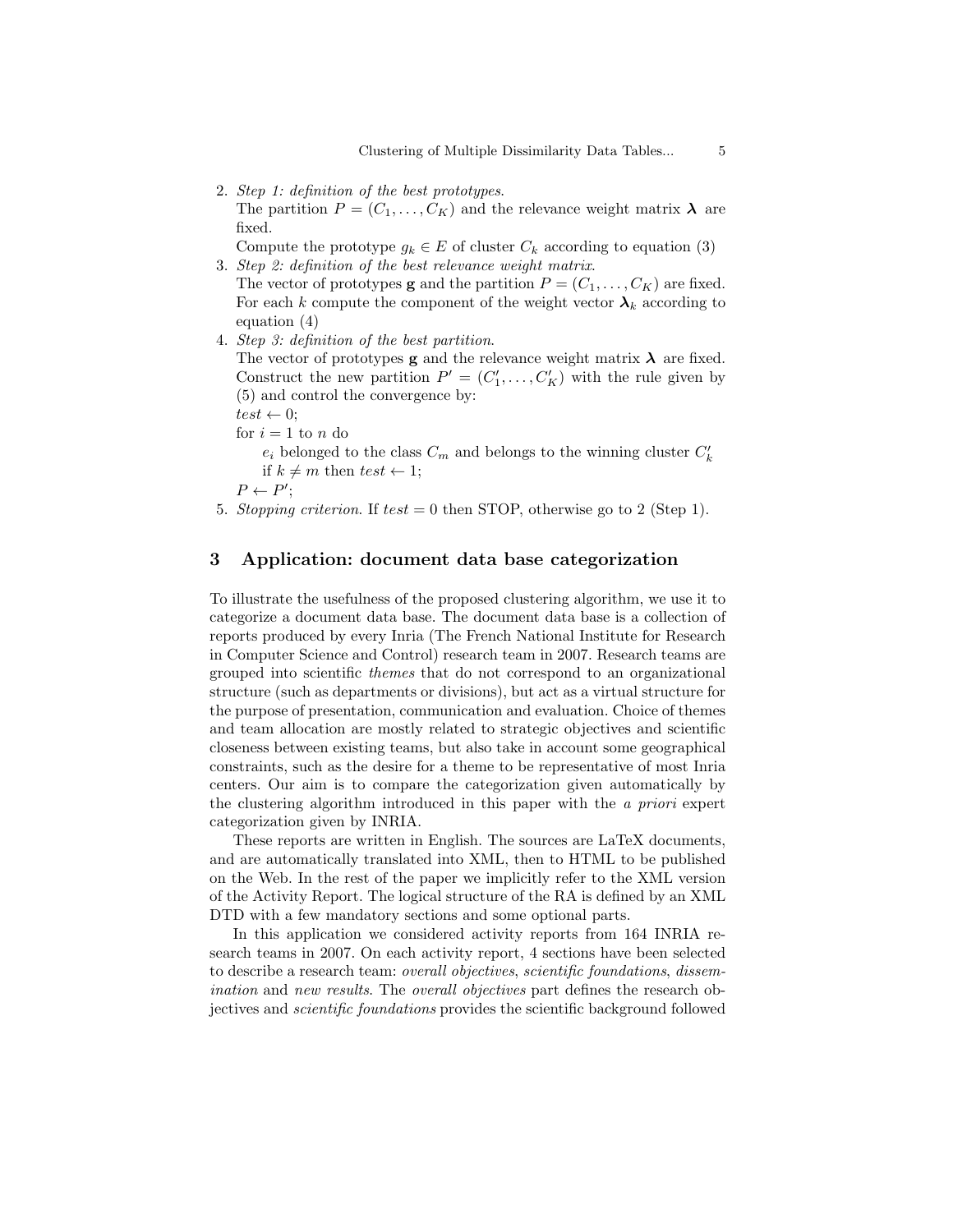2. *Step 1: definition of the best prototypes.*
   The partition $P = (C_1, \ldots, C_K)$ and the relevance weight matrix $\boldsymbol{\lambda}$ are fixed.
   Compute the prototype $g_k \in E$ of cluster $C_k$ according to equation (3)
3. *Step 2: definition of the best relevance weight matrix.*
   The vector of prototypes $\mathbf{g}$ and the partition $P = (C_1, \ldots, C_K)$ are fixed.
   For each $k$ compute the component of the weight vector $\boldsymbol{\lambda}_k$ according to equation (4)
4. *Step 3: definition of the best partition.*
   The vector of prototypes $\mathbf{g}$ and the relevance weight matrix $\boldsymbol{\lambda}$ are fixed.
   Construct the new partition $P' = (C'_1, \ldots, C'_K)$ with the rule given by (5) and control the convergence by:
   $test \leftarrow 0$;
   for $i = 1$ to $n$ do
      $e_i$ belonged to the class $C_m$ and belongs to the winning cluster $C'_k$
      if $k \neq m$ then $test \leftarrow 1$;
   $P \leftarrow P'$;
5. *Stopping criterion.* If $test = 0$ then STOP, otherwise go to 2 (Step 1).

## 3 Application: document data base categorization

To illustrate the usefulness of the proposed clustering algorithm, we use it to categorize a document data base. The document data base is a collection of reports produced by every Inria (The French National Institute for Research in Computer Science and Control) research team in 2007. Research teams are grouped into scientific *themes* that do not correspond to an organizational structure (such as departments or divisions), but act as a virtual structure for the purpose of presentation, communication and evaluation. Choice of themes and team allocation are mostly related to strategic objectives and scientific closeness between existing teams, but also take in account some geographical constraints, such as the desire for a theme to be representative of most Inria centers. Our aim is to compare the categorization given automatically by the clustering algorithm introduced in this paper with the *a priori* expert categorization given by INRIA.

These reports are written in English. The sources are LaTeX documents, and are automatically translated into XML, then to HTML to be published on the Web. In the rest of the paper we implicitly refer to the XML version of the Activity Report. The logical structure of the RA is defined by an XML DTD with a few mandatory sections and some optional parts.

In this application we considered activity reports from 164 INRIA research teams in 2007. On each activity report, 4 sections have been selected to describe a research team: *overall objectives*, *scientific foundations*, *dissemination* and *new results*. The *overall objectives* part defines the research objectives and *scientific foundations* provides the scientific background followed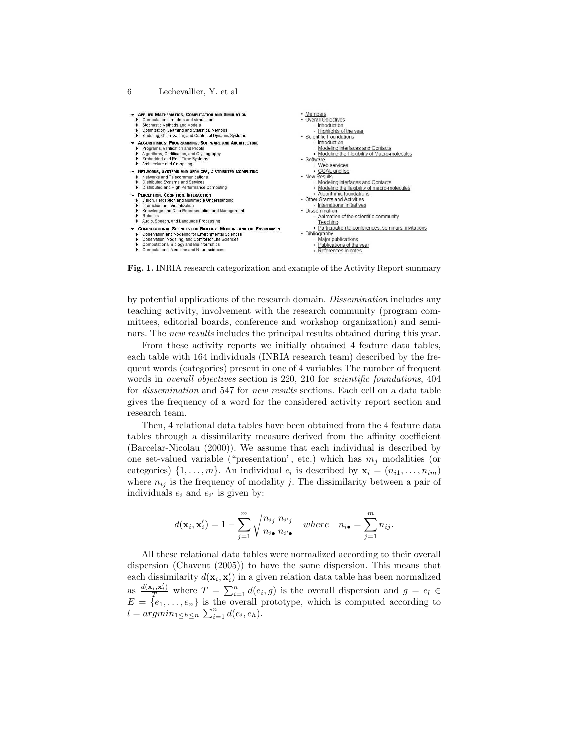- **Applied Mathematics, Computation and Simulation**
  - Computational models and simulation
  - Stochastic Methods and Models
  - Optimization, Learning and Statistical Methods
  - Modeling, Optimization, and Control of Dynamic Systems
- **Algorithmics, Programming, Software and Architecture**
  - Programs, Verification and Proofs
  - Algorithms, Certification, and Cryptography
  - Embedded and Real Time Systems
  - Architecture and Compiling
- **Networks, Systems and Services, Distributed Computing**
  - Networks and Telecommunications
  - Distributed Systems and Services
  - Distributed and High Performance Computing
- **Perception, Cognition, Interaction**
  - Vision, Perception and Multimedia Understanding
  - Interaction and Visualization
  - Knowledge and Data Representation and Management
  - Robotics
  - Audio, Speech, and Language Processing
- **Computational Sciences for Biology, Medicine and the Environment**
  - Observation and Modeling for Environmental Sciences
  - Observation, Modeling, and Control for Life Sciences
  - Computational Biology and Bioinformatics
  - Computational Medicine and Neurosciences

- Members
- Overall Objectives
  - Introduction
  - Highlights of the year
- Scientific Foundations
  - Introduction
  - Modeling Interfaces and Contacts
  - Modeling the Flexibility of Macro-molecules
- Software
  - Web services
  - CGAL and Ipe
- New Results
  - Modeling Interfaces and Contacts
  - Modeling the flexibility of macro-molecules
  - Algorithmic foundations
- Other Grants and Activities
  - International initiatives
- Dissemination
  - Animation of the scientific community
  - Teaching
  - Participation to conferences, seminars, invitations
- Bibliography
  - Major publications
  - Publications of the year
  - References in notes

**Fig. 1.** INRIA research categorization and example of the Activity Report summary

by potential applications of the research domain. *Dissemination* includes any teaching activity, involvement with the research community (program committees, editorial boards, conference and workshop organization) and seminars. The *new results* includes the principal results obtained during this year.

From these activity reports we initially obtained 4 feature data tables, each table with 164 individuals (INRIA research team) described by the frequent words (categories) present in one of 4 variables The number of frequent words in *overall objectives* section is 220, 210 for *scientific foundations*, 404 for *dissemination* and 547 for *new results* sections. Each cell on a data table gives the frequency of a word for the considered activity report section and research team.

Then, 4 relational data tables have been obtained from the 4 feature data tables through a dissimilarity measure derived from the affinity coefficient (Barcelar-Nicolau (2000)). We assume that each individual is described by one set-valued variable ("presentation", etc.) which has $m_j$ modalities (or categories) $\{1, \ldots, m\}$. An individual $e_i$ is described by $\mathbf{x}_i = (n_{i1}, \ldots, n_{im})$ where $n_{ij}$ is the frequency of modality $j$. The dissimilarity between a pair of individuals $e_i$ and $e_{i'}$ is given by:

$$d(\mathbf{x}_i, \mathbf{x}'_i) = 1 - \sum_{j=1}^{m} \sqrt{\frac{n_{ij}}{n_{i\bullet}} \frac{n_{i'j}}{n_{i'\bullet}}} \quad where \quad n_{i\bullet} = \sum_{j=1}^{m} n_{ij}.$$

All these relational data tables were normalized according to their overall dispersion (Chavent (2005)) to have the same dispersion. This means that each dissimilarity $d(\mathbf{x}_i, \mathbf{x}'_i)$ in a given relation data table has been normalized as $\frac{d(\mathbf{x}_i, \mathbf{x}'_i)}{T}$ where $T = \sum_{i=1}^{n} d(e_i, g)$ is the overall dispersion and $g = e_l \in E = \{e_1, \ldots, e_n\}$ is the overall prototype, which is computed according to $l = argmin_{1 \leq h \leq n} \sum_{i=1}^{n} d(e_i, e_h)$.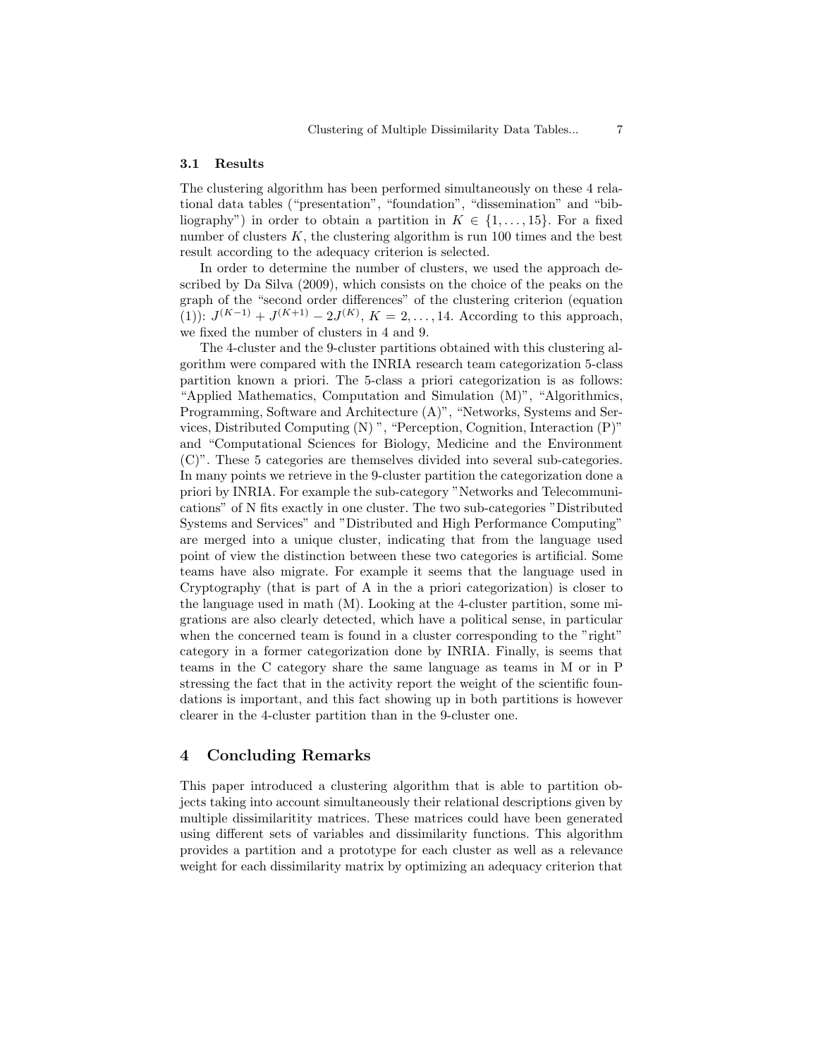### 3.1 Results

The clustering algorithm has been performed simultaneously on these 4 relational data tables ("presentation", "foundation", "dissemination" and "bibliography") in order to obtain a partition in $K \in \{1, \ldots, 15\}$. For a fixed number of clusters $K$, the clustering algorithm is run 100 times and the best result according to the adequacy criterion is selected.

In order to determine the number of clusters, we used the approach described by Da Silva (2009), which consists on the choice of the peaks on the graph of the "second order differences" of the clustering criterion (equation (1)): $J^{(K-1)} + J^{(K+1)} - 2J^{(K)}$, $K = 2, \ldots, 14$. According to this approach, we fixed the number of clusters in 4 and 9.

The 4-cluster and the 9-cluster partitions obtained with this clustering algorithm were compared with the INRIA research team categorization 5-class partition known a priori. The 5-class a priori categorization is as follows: "Applied Mathematics, Computation and Simulation (M)", "Algorithmics, Programming, Software and Architecture (A)", "Networks, Systems and Services, Distributed Computing (N) ", "Perception, Cognition, Interaction (P)" and "Computational Sciences for Biology, Medicine and the Environment (C)". These 5 categories are themselves divided into several sub-categories. In many points we retrieve in the 9-cluster partition the categorization done a priori by INRIA. For example the sub-category "Networks and Telecommunications" of N fits exactly in one cluster. The two sub-categories "Distributed Systems and Services" and "Distributed and High Performance Computing" are merged into a unique cluster, indicating that from the language used point of view the distinction between these two categories is artificial. Some teams have also migrate. For example it seems that the language used in Cryptography (that is part of A in the a priori categorization) is closer to the language used in math (M). Looking at the 4-cluster partition, some migrations are also clearly detected, which have a political sense, in particular when the concerned team is found in a cluster corresponding to the "right" category in a former categorization done by INRIA. Finally, is seems that teams in the C category share the same language as teams in M or in P stressing the fact that in the activity report the weight of the scientific foundations is important, and this fact showing up in both partitions is however clearer in the 4-cluster partition than in the 9-cluster one.

## 4 Concluding Remarks

This paper introduced a clustering algorithm that is able to partition objects taking into account simultaneously their relational descriptions given by multiple dissimilaritity matrices. These matrices could have been generated using different sets of variables and dissimilarity functions. This algorithm provides a partition and a prototype for each cluster as well as a relevance weight for each dissimilarity matrix by optimizing an adequacy criterion that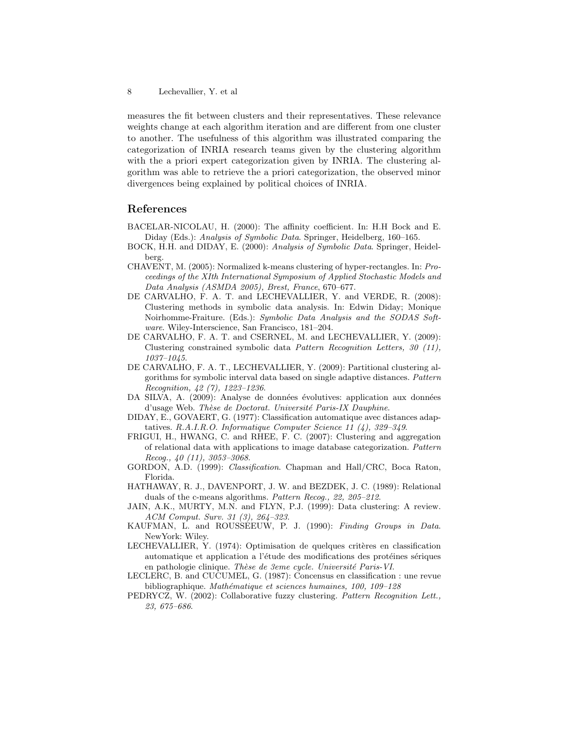measures the fit between clusters and their representatives. These relevance weights change at each algorithm iteration and are different from one cluster to another. The usefulness of this algorithm was illustrated comparing the categorization of INRIA research teams given by the clustering algorithm with the a priori expert categorization given by INRIA. The clustering algorithm was able to retrieve the a priori categorization, the observed minor divergences being explained by political choices of INRIA.

## References

BACELAR-NICOLAU, H. (2000): The affinity coefficient. In: H.H Bock and E. Diday (Eds.): *Analysis of Symbolic Data*. Springer, Heidelberg, 160–165.

BOCK, H.H. and DIDAY, E. (2000): *Analysis of Symbolic Data*. Springer, Heidelberg.

CHAVENT, M. (2005): Normalized k-means clustering of hyper-rectangles. In: *Proceedings of the XIth International Symposium of Applied Stochastic Models and Data Analysis (ASMDA 2005), Brest, France*, 670–677.

DE CARVALHO, F. A. T. and LECHEVALLIER, Y. and VERDE, R. (2008): Clustering methods in symbolic data analysis. In: Edwin Diday; Monique Noirhomme-Fraiture. (Eds.): *Symbolic Data Analysis and the SODAS Software*. Wiley-Interscience, San Francisco, 181–204.

DE CARVALHO, F. A. T. and CSERNEL, M. and LECHEVALLIER, Y. (2009): Clustering constrained symbolic data *Pattern Recognition Letters, 30 (11), 1037–1045*.

DE CARVALHO, F. A. T., LECHEVALLIER, Y. (2009): Partitional clustering algorithms for symbolic interval data based on single adaptive distances. *Pattern Recognition, 42 (7), 1223–1236*.

DA SILVA, A. (2009): Analyse de données évolutives: application aux données d'usage Web. *Thèse de Doctorat. Université Paris-IX Dauphine.*

DIDAY, E., GOVAERT, G. (1977): Classification automatique avec distances adaptatives. *R.A.I.R.O. Informatique Computer Science 11 (4), 329–349*.

FRIGUI, H., HWANG, C. and RHEE, F. C. (2007): Clustering and aggregation of relational data with applications to image database categorization. *Pattern Recog., 40 (11), 3053–3068.*

GORDON, A.D. (1999): *Classification*. Chapman and Hall/CRC, Boca Raton, Florida.

HATHAWAY, R. J., DAVENPORT, J. W. and BEZDEK, J. C. (1989): Relational duals of the c-means algorithms. *Pattern Recog., 22, 205–212*.

JAIN, A.K., MURTY, M.N. and FLYN, P.J. (1999): Data clustering: A review. *ACM Comput. Surv. 31 (3), 264–323*.

KAUFMAN, L. and ROUSSEEUW, P. J. (1990): *Finding Groups in Data*. NewYork: Wiley.

LECHEVALLIER, Y. (1974): Optimisation de quelques critères en classification automatique et application a l'étude des modifications des protéines sériques en pathologie clinique. *Thèse de 3eme cycle. Université Paris-VI.*

LECLERC, B. and CUCUMEL, G. (1987): Concensus en classification : une revue bibliographique. *Mathématique et sciences humaines, 100, 109–128*

PEDRYCZ, W. (2002): Collaborative fuzzy clustering. *Pattern Recognition Lett., 23, 675–686*.